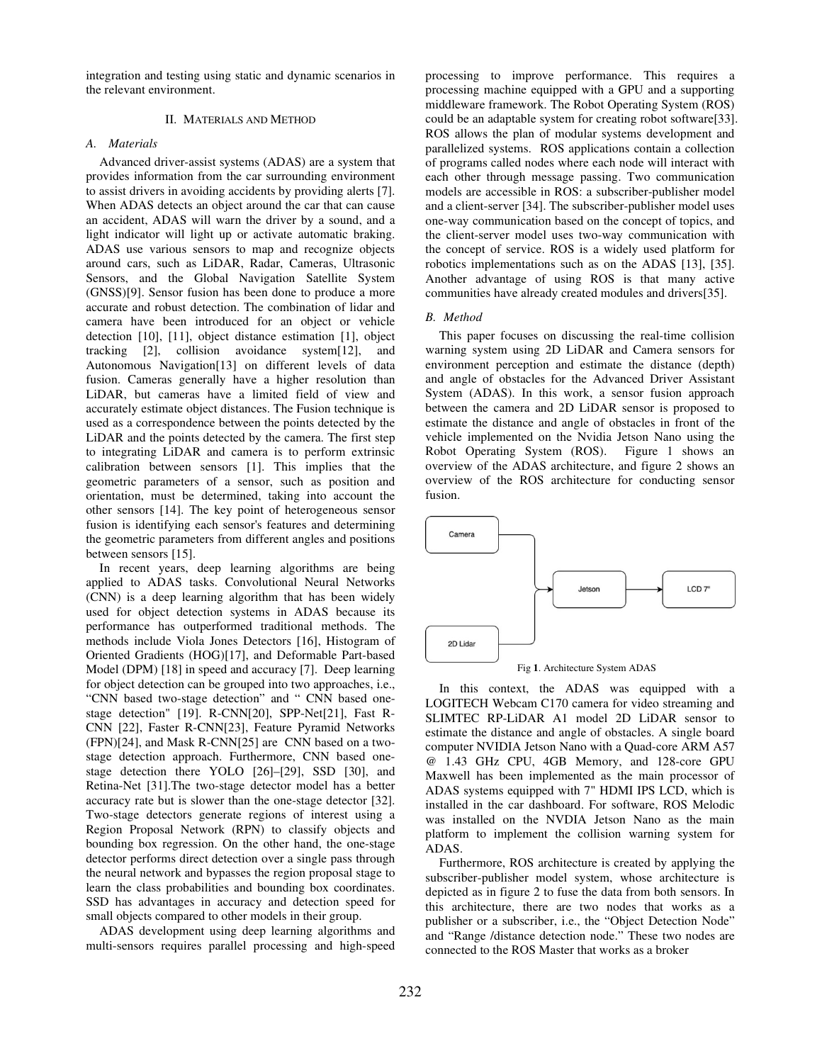integration and testing using static and dynamic scenarios in the relevant environment.

## II. Materials and Method

### A. Materials

Advanced driver-assist systems (ADAS) are a system that provides information from the car surrounding environment to assist drivers in avoiding accidents by providing alerts [7]. When ADAS detects an object around the car that can cause an accident, ADAS will warn the driver by a sound, and a light indicator will light up or activate automatic braking. ADAS use various sensors to map and recognize objects around cars, such as LiDAR, Radar, Cameras, Ultrasonic Sensors, and the Global Navigation Satellite System (GNSS)[9]. Sensor fusion has been done to produce a more accurate and robust detection. The combination of lidar and camera have been introduced for an object or vehicle detection [10], [11], object distance estimation [1], object tracking [2], collision avoidance system[12], and Autonomous Navigation[13] on different levels of data fusion. Cameras generally have a higher resolution than LiDAR, but cameras have a limited field of view and accurately estimate object distances. The Fusion technique is used as a correspondence between the points detected by the LiDAR and the points detected by the camera. The first step to integrating LiDAR and camera is to perform extrinsic calibration between sensors [1]. This implies that the geometric parameters of a sensor, such as position and orientation, must be determined, taking into account the other sensors [14]. The key point of heterogeneous sensor fusion is identifying each sensor's features and determining the geometric parameters from different angles and positions between sensors [15].

In recent years, deep learning algorithms are being applied to ADAS tasks. Convolutional Neural Networks (CNN) is a deep learning algorithm that has been widely used for object detection systems in ADAS because its performance has outperformed traditional methods. The methods include Viola Jones Detectors [16], Histogram of Oriented Gradients (HOG)[17], and Deformable Part-based Model (DPM) [18] in speed and accuracy [7]. Deep learning for object detection can be grouped into two approaches, i.e., "CNN based two-stage detection" and " CNN based one-stage detection" [19]. R-CNN[20], SPP-Net[21], Fast R-CNN [22], Faster R-CNN[23], Feature Pyramid Networks (FPN)[24], and Mask R-CNN[25] are CNN based on a two-stage detection approach. Furthermore, CNN based one-stage detection there YOLO [26]–[29], SSD [30], and Retina-Net [31].The two-stage detector model has a better accuracy rate but is slower than the one-stage detector [32]. Two-stage detectors generate regions of interest using a Region Proposal Network (RPN) to classify objects and bounding box regression. On the other hand, the one-stage detector performs direct detection over a single pass through the neural network and bypasses the region proposal stage to learn the class probabilities and bounding box coordinates. SSD has advantages in accuracy and detection speed for small objects compared to other models in their group.

ADAS development using deep learning algorithms and multi-sensors requires parallel processing and high-speed processing to improve performance. This requires a processing machine equipped with a GPU and a supporting middleware framework. The Robot Operating System (ROS) could be an adaptable system for creating robot software[33]. ROS allows the plan of modular systems development and parallelized systems. ROS applications contain a collection of programs called nodes where each node will interact with each other through message passing. Two communication models are accessible in ROS: a subscriber-publisher model and a client-server [34]. The subscriber-publisher model uses one-way communication based on the concept of topics, and the client-server model uses two-way communication with the concept of service. ROS is a widely used platform for robotics implementations such as on the ADAS [13], [35]. Another advantage of using ROS is that many active communities have already created modules and drivers[35].

### B. Method

This paper focuses on discussing the real-time collision warning system using 2D LiDAR and Camera sensors for environment perception and estimate the distance (depth) and angle of obstacles for the Advanced Driver Assistant System (ADAS). In this work, a sensor fusion approach between the camera and 2D LiDAR sensor is proposed to estimate the distance and angle of obstacles in front of the vehicle implemented on the Nvidia Jetson Nano using the Robot Operating System (ROS). Figure 1 shows an overview of the ADAS architecture, and figure 2 shows an overview of the ROS architecture for conducting sensor fusion.

Camera

2D Lidar

Jetson

LCD 7"

Fig **1**. Architecture System ADAS

In this context, the ADAS was equipped with a LOGITECH Webcam C170 camera for video streaming and SLIMTEC RP-LiDAR A1 model 2D LiDAR sensor to estimate the distance and angle of obstacles. A single board computer NVIDIA Jetson Nano with a Quad-core ARM A57 @ 1.43 GHz CPU, 4GB Memory, and 128-core GPU Maxwell has been implemented as the main processor of ADAS systems equipped with 7" HDMI IPS LCD, which is installed in the car dashboard. For software, ROS Melodic was installed on the NVDIA Jetson Nano as the main platform to implement the collision warning system for ADAS.

Furthermore, ROS architecture is created by applying the subscriber-publisher model system, whose architecture is depicted as in figure 2 to fuse the data from both sensors. In this architecture, there are two nodes that works as a publisher or a subscriber, i.e., the "Object Detection Node" and "Range /distance detection node." These two nodes are connected to the ROS Master that works as a broker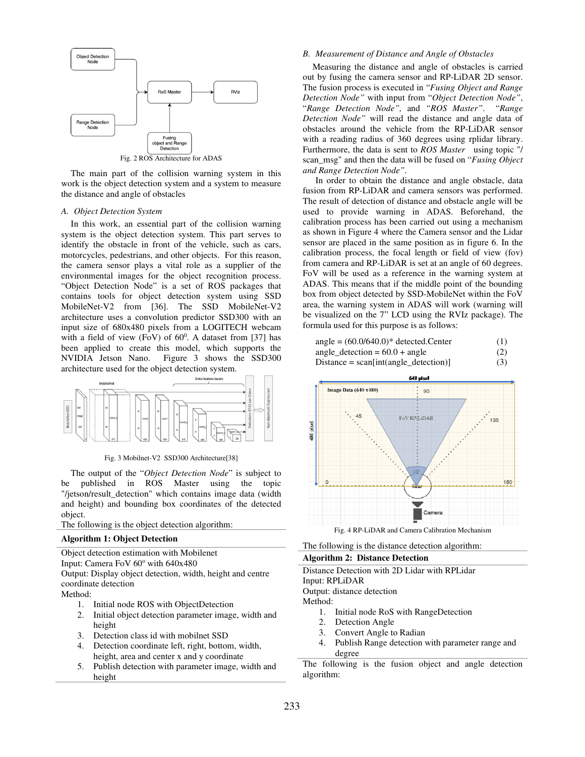Fig. 2 ROS Architecture for ADAS

The main part of the collision warning system in this work is the object detection system and a system to measure the distance and angle of obstacles

### A. Object Detection System

In this work, an essential part of the collision warning system is the object detection system. This part serves to identify the obstacle in front of the vehicle, such as cars, motorcycles, pedestrians, and other objects. For this reason, the camera sensor plays a vital role as a supplier of the environmental images for the object recognition process. "Object Detection Node" is a set of ROS packages that contains tools for object detection system using SSD MobileNet-V2 from [36]. The SSD MobileNet-V2 architecture uses a convolution predictor SSD300 with an input size of 680x480 pixels from a LOGITECH webcam with a field of view (FoV) of $60^0$. A dataset from [37] has been applied to create this model, which supports the NVIDIA Jetson Nano. Figure 3 shows the SSD300 architecture used for the object detection system.

Fig. 3 Mobilnet-V2 SSD300 Architecture[38]

The output of the "*Object Detection Node*" is subject to be published in ROS Master using the topic "/jetson/result_detection" which contains image data (width and height) and bounding box coordinates of the detected object.

The following is the object detection algorithm:

**Algorithm 1: Object Detection**

Object detection estimation with Mobilenet
Input: Camera FoV $60^o$ with 640x480
Output: Display object detection, width, height and centre coordinate detection
Method:

1. Initial node ROS with ObjectDetection
2. Initial object detection parameter image, width and height
3. Detection class id with mobilnet SSD
4. Detection coordinate left, right, bottom, width, height, area and center x and y coordinate
5. Publish detection with parameter image, width and height

### B. Measurement of Distance and Angle of Obstacles

Measuring the distance and angle of obstacles is carried out by fusing the camera sensor and RP-LiDAR 2D sensor. The fusion process is executed in "*Fusing Object and Range Detection Node"* with input from "*Object Detection Node*", "*Range Detection Node",* and *"ROS Master"*. "*Range Detection Node"* will read the distance and angle data of obstacles around the vehicle from the RP-LiDAR sensor with a reading radius of 360 degrees using rplidar library. Furthermore, the data is sent to *ROS Master* using topic "/ scan_msg" and then the data will be fused on "*Fusing Object and Range Detection Node"*.

In order to obtain the distance and angle obstacle, data fusion from RP-LiDAR and camera sensors was performed. The result of detection of distance and obstacle angle will be used to provide warning in ADAS. Beforehand, the calibration process has been carried out using a mechanism as shown in Figure 4 where the Camera sensor and the Lidar sensor are placed in the same position as in figure 6. In the calibration process, the focal length or field of view (fov) from camera and RP-LiDAR is set at an angle of 60 degrees. FoV will be used as a reference in the warning system at ADAS. This means that if the middle point of the bounding box from object detected by SSD-MobileNet within the FoV area, the warning system in ADAS will work (warning will be visualized on the 7" LCD using the RVIz package). The formula used for this purpose is as follows:

angle = (60.0/640.0)* detected.Center (1)
angle_detection = 60.0 + angle (2)
Distance = scan[int(angle_detection)] (3)

Fig. 4 RP-LiDAR and Camera Calibration Mechanism

The following is the distance detection algorithm:

**Algorithm 2: Distance Detection**

Distance Detection with 2D Lidar with RPLidar
Input: RPLiDAR
Output: distance detection
Method:

1. Initial node RoS with RangeDetection
2. Detection Angle
3. Convert Angle to Radian
4. Publish Range detection with parameter range and degree

The following is the fusion object and angle detection algorithm: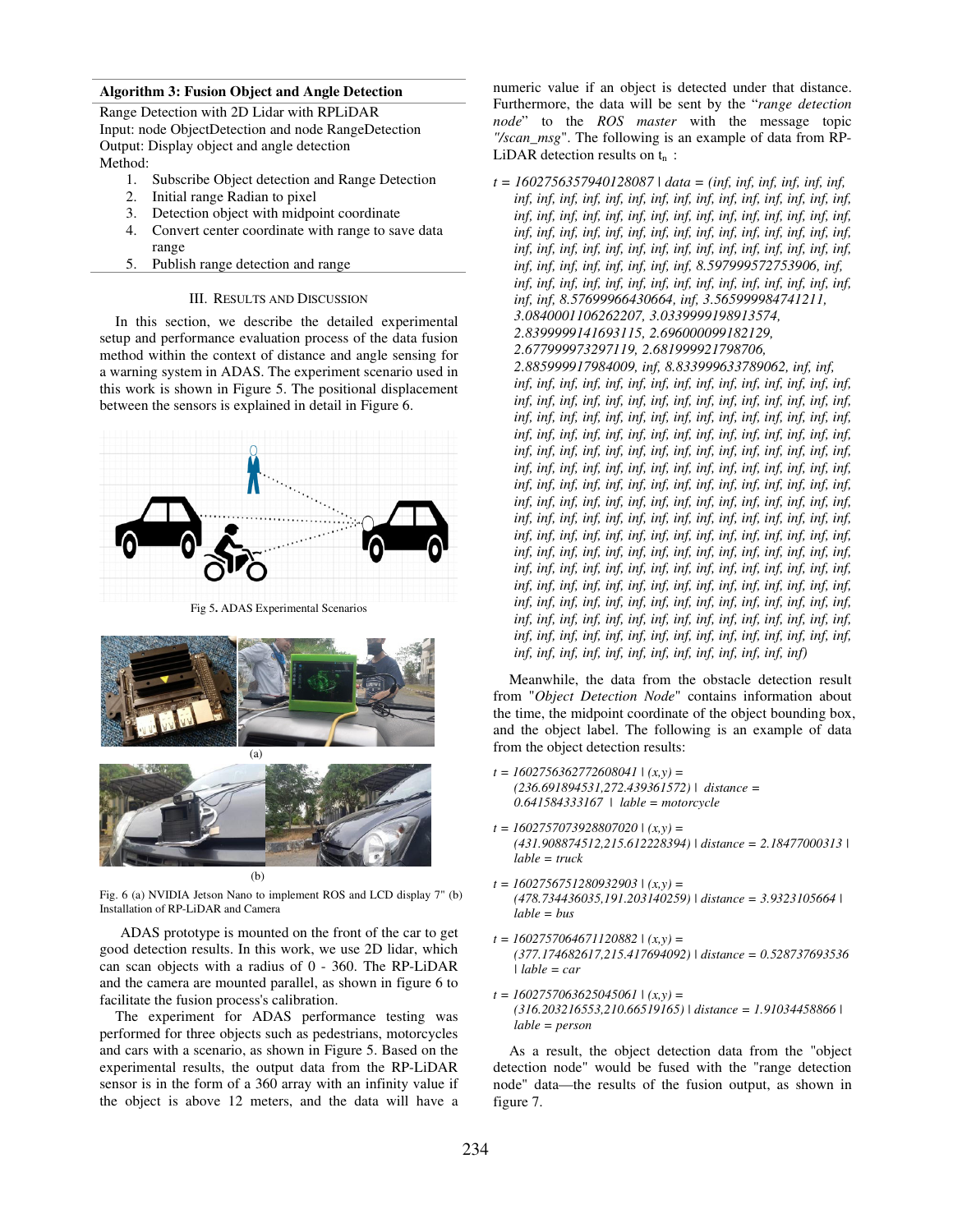**Algorithm 3: Fusion Object and Angle Detection**

Range Detection with 2D Lidar with RPLiDAR
Input: node ObjectDetection and node RangeDetection
Output: Display object and angle detection
Method:

1. Subscribe Object detection and Range Detection
2. Initial range Radian to pixel
3. Detection object with midpoint coordinate
4. Convert center coordinate with range to save data range
5. Publish range detection and range

## III. Results and Discussion

In this section, we describe the detailed experimental setup and performance evaluation process of the data fusion method within the context of distance and angle sensing for a warning system in ADAS. The experiment scenario used in this work is shown in Figure 5. The positional displacement between the sensors is explained in detail in Figure 6.

Fig 5. ADAS Experimental Scenarios

(a)

(b)

Fig. 6 (a) NVIDIA Jetson Nano to implement ROS and LCD display 7" (b) Installation of RP-LiDAR and Camera

ADAS prototype is mounted on the front of the car to get good detection results. In this work, we use 2D lidar, which can scan objects with a radius of 0 - 360. The RP-LiDAR and the camera are mounted parallel, as shown in figure 6 to facilitate the fusion process's calibration.

The experiment for ADAS performance testing was performed for three objects such as pedestrians, motorcycles and cars with a scenario, as shown in Figure 5. Based on the experimental results, the output data from the RP-LiDAR sensor is in the form of a 360 array with an infinity value if the object is above 12 meters, and the data will have a numeric value if an object is detected under that distance. Furthermore, the data will be sent by the "*range detection node*" to the *ROS master* with the message topic *"/scan_msg"*. The following is an example of data from RP-LiDAR detection results on $t_n$ :

*t = 1602756357940128087 | data = (inf, inf, inf, inf, inf, inf, inf, inf, inf, inf, inf, inf, inf, inf, inf, inf, inf, inf, inf, inf, inf, inf, inf, inf, inf, inf, inf, inf, inf, inf, inf, inf, inf, inf, inf, inf, inf, inf, inf, inf, inf, inf, inf, inf, inf, inf, inf, inf, inf, inf, inf, inf, inf, inf, inf, inf, inf, inf, inf, inf, inf, inf, inf, inf, inf, inf, inf, inf, inf, inf, inf, inf, inf, inf, inf, inf, inf, inf, inf, inf, inf, inf, 8.597999572753906, inf, inf, inf, inf, inf, inf, inf, inf, inf, inf, inf, inf, inf, inf, inf, inf, inf, inf, 8.57699966430664, inf, 3.565999984741211, 3.0840001106262207, 3.0339999198913574, 2.8399999141693115, 2.696000099182129, 2.677999973297119, 2.681999921798706, 2.885999917984009, inf, 8.833999633789062, inf, inf, inf, inf, inf, inf, inf, inf, inf, inf, inf, inf, inf, inf, inf, inf, inf, inf, inf, inf, inf, inf, inf, inf, inf, inf, inf, inf, inf, inf, inf, inf, inf, inf, inf, inf, inf, inf, inf, inf, inf, inf, inf, inf, inf, inf, inf, inf, inf, inf, inf, inf, inf, inf, inf, inf, inf, inf, inf, inf, inf, inf, inf, inf, inf, inf, inf, inf, inf, inf, inf, inf, inf, inf, inf, inf, inf, inf, inf, inf, inf, inf, inf, inf, inf, inf, inf, inf, inf, inf, inf, inf, inf, inf, inf, inf, inf, inf, inf, inf, inf, inf, inf, inf, inf, inf, inf, inf, inf, inf, inf, inf, inf, inf, inf, inf, inf, inf, inf, inf, inf, inf, inf, inf, inf, inf, inf, inf, inf, inf, inf, inf, inf, inf, inf, inf, inf, inf, inf, inf, inf, inf, inf, inf, inf, inf, inf, inf, inf, inf, inf, inf, inf, inf, inf, inf, inf, inf, inf, inf, inf, inf, inf, inf, inf, inf, inf, inf, inf, inf, inf, inf, inf, inf, inf, inf, inf, inf, inf, inf, inf, inf, inf, inf, inf, inf, inf, inf, inf, inf, inf, inf, inf, inf, inf, inf, inf, inf, inf, inf, inf, inf, inf, inf, inf, inf, inf, inf, inf, inf, inf, inf, inf, inf, inf, inf, inf, inf, inf, inf, inf, inf)*

Meanwhile, the data from the obstacle detection result from "*Object Detection Node*" contains information about the time, the midpoint coordinate of the object bounding box, and the object label. The following is an example of data from the object detection results:

*t = 1602756362772608041 | (x,y) = (236.691894531,272.439361572) | distance = 0.641584333167 | lable = motorcycle*

*t = 1602757073928807020 | (x,y) = (431.908874512,215.612228394) | distance = 2.18477000313 | lable = truck*

*t = 1602756751280932903 | (x,y) = (478.734436035,191.203140259) | distance = 3.9323105664 | lable = bus*

*t = 1602757064671120882 | (x,y) = (377.174682617,215.417694092) | distance = 0.528737693536 | lable = car*

*t = 1602757063625045061 | (x,y) = (316.203216553,210.66519165) | distance = 1.91034458866 | lable = person*

As a result, the object detection data from the "object detection node" would be fused with the "range detection node" data—the results of the fusion output, as shown in figure 7.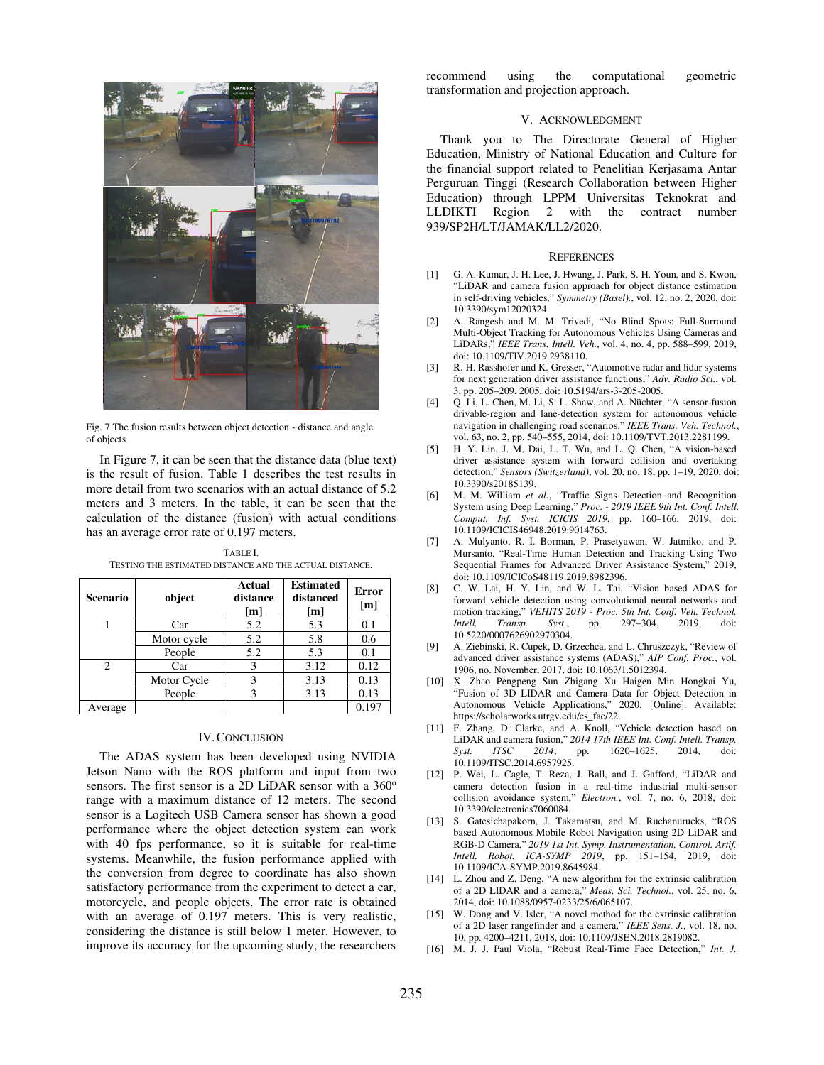Fig. 7 The fusion results between object detection - distance and angle of objects

In Figure 7, it can be seen that the distance data (blue text) is the result of fusion. Table 1 describes the test results in more detail from two scenarios with an actual distance of 5.2 meters and 3 meters. In the table, it can be seen that the calculation of the distance (fusion) with actual conditions has an average error rate of 0.197 meters.

TABLE I.
TESTING THE ESTIMATED DISTANCE AND THE ACTUAL DISTANCE.

| Scenario | object | Actual distance [m] | Estimated distanced [m] | Error [m] |
|---|---|---|---|---|
| 1 | Car | 5.2 | 5.3 | 0.1 |
| | Motor cycle | 5.2 | 5.8 | 0.6 |
| | People | 5.2 | 5.3 | 0.1 |
| 2 | Car | 3 | 3.12 | 0.12 |
| | Motor Cycle | 3 | 3.13 | 0.13 |
| | People | 3 | 3.13 | 0.13 |
| Average | | | | 0.197 |

## IV. Conclusion

The ADAS system has been developed using NVIDIA Jetson Nano with the ROS platform and input from two sensors. The first sensor is a 2D LiDAR sensor with a 360° range with a maximum distance of 12 meters. The second sensor is a Logitech USB Camera sensor has shown a good performance where the object detection system can work with 40 fps performance, so it is suitable for real-time systems. Meanwhile, the fusion performance applied with the conversion from degree to coordinate has also shown satisfactory performance from the experiment to detect a car, motorcycle, and people objects. The error rate is obtained with an average of 0.197 meters. This is very realistic, considering the distance is still below 1 meter. However, to improve its accuracy for the upcoming study, the researchers recommend using the computational geometric transformation and projection approach.

## V. Acknowledgment

Thank you to The Directorate General of Higher Education, Ministry of National Education and Culture for the financial support related to Penelitian Kerjasama Antar Perguruan Tinggi (Research Collaboration between Higher Education) through LPPM Universitas Teknokrat and LLDIKTI Region 2 with the contract number 939/SP2H/LT/JAMAK/LL2/2020.

## References

[1] G. A. Kumar, J. H. Lee, J. Hwang, J. Park, S. H. Youn, and S. Kwon, "LiDAR and camera fusion approach for object distance estimation in self-driving vehicles," *Symmetry (Basel).*, vol. 12, no. 2, 2020, doi: 10.3390/sym12020324.

[2] A. Rangesh and M. M. Trivedi, "No Blind Spots: Full-Surround Multi-Object Tracking for Autonomous Vehicles Using Cameras and LiDARs," *IEEE Trans. Intell. Veh.*, vol. 4, no. 4, pp. 588–599, 2019, doi: 10.1109/TIV.2019.2938110.

[3] R. H. Rasshofer and K. Gresser, "Automotive radar and lidar systems for next generation driver assistance functions," *Adv. Radio Sci.*, vol. 3, pp. 205–209, 2005, doi: 10.5194/ars-3-205-2005.

[4] Q. Li, L. Chen, M. Li, S. L. Shaw, and A. Nüchter, "A sensor-fusion drivable-region and lane-detection system for autonomous vehicle navigation in challenging road scenarios," *IEEE Trans. Veh. Technol.*, vol. 63, no. 2, pp. 540–555, 2014, doi: 10.1109/TVT.2013.2281199.

[5] H. Y. Lin, J. M. Dai, L. T. Wu, and L. Q. Chen, "A vision-based driver assistance system with forward collision and overtaking detection," *Sensors (Switzerland)*, vol. 20, no. 18, pp. 1–19, 2020, doi: 10.3390/s20185139.

[6] M. M. William *et al.*, "Traffic Signs Detection and Recognition System using Deep Learning," *Proc. - 2019 IEEE 9th Int. Conf. Intell. Comput. Inf. Syst. ICICIS 2019*, pp. 160–166, 2019, doi: 10.1109/ICICIS46948.2019.9014763.

[7] A. Mulyanto, R. I. Borman, P. Prasetyawan, W. Jatmiko, and P. Mursanto, "Real-Time Human Detection and Tracking Using Two Sequential Frames for Advanced Driver Assistance System," 2019, doi: 10.1109/ICICoS48119.2019.8982396.

[8] C. W. Lai, H. Y. Lin, and W. L. Tai, "Vision based ADAS for forward vehicle detection using convolutional neural networks and motion tracking," *VEHITS 2019 - Proc. 5th Int. Conf. Veh. Technol. Intell. Transp. Syst.*, pp. 297–304, 2019, doi: 10.5220/0007626902970304.

[9] A. Ziebinski, R. Cupek, D. Grzechca, and L. Chruszczyk, "Review of advanced driver assistance systems (ADAS)," *AIP Conf. Proc.*, vol. 1906, no. November, 2017, doi: 10.1063/1.5012394.

[10] X. Zhao Pengpeng Sun Zhigang Xu Haigen Min Hongkai Yu, "Fusion of 3D LIDAR and Camera Data for Object Detection in Autonomous Vehicle Applications," 2020, [Online]. Available: https://scholarworks.utrgv.edu/cs_fac/22.

[11] F. Zhang, D. Clarke, and A. Knoll, "Vehicle detection based on LiDAR and camera fusion," *2014 17th IEEE Int. Conf. Intell. Transp. Syst. ITSC 2014*, pp. 1620–1625, 2014, doi: 10.1109/ITSC.2014.6957925.

[12] P. Wei, L. Cagle, T. Reza, J. Ball, and J. Gafford, "LiDAR and camera detection fusion in a real-time industrial multi-sensor collision avoidance system," *Electron.*, vol. 7, no. 6, 2018, doi: 10.3390/electronics7060084.

[13] S. Gatesichapakorn, J. Takamatsu, and M. Ruchanurucks, "ROS based Autonomous Mobile Robot Navigation using 2D LiDAR and RGB-D Camera," *2019 1st Int. Symp. Instrumentation, Control. Artif. Intell. Robot. ICA-SYMP 2019*, pp. 151–154, 2019, doi: 10.1109/ICA-SYMP.2019.8645984.

[14] L. Zhou and Z. Deng, "A new algorithm for the extrinsic calibration of a 2D LIDAR and a camera," *Meas. Sci. Technol.*, vol. 25, no. 6, 2014, doi: 10.1088/0957-0233/25/6/065107.

[15] W. Dong and V. Isler, "A novel method for the extrinsic calibration of a 2D laser rangefinder and a camera," *IEEE Sens. J.*, vol. 18, no. 10, pp. 4200–4211, 2018, doi: 10.1109/JSEN.2018.2819082.

[16] M. J. J. Paul Viola, "Robust Real-Time Face Detection," *Int. J.*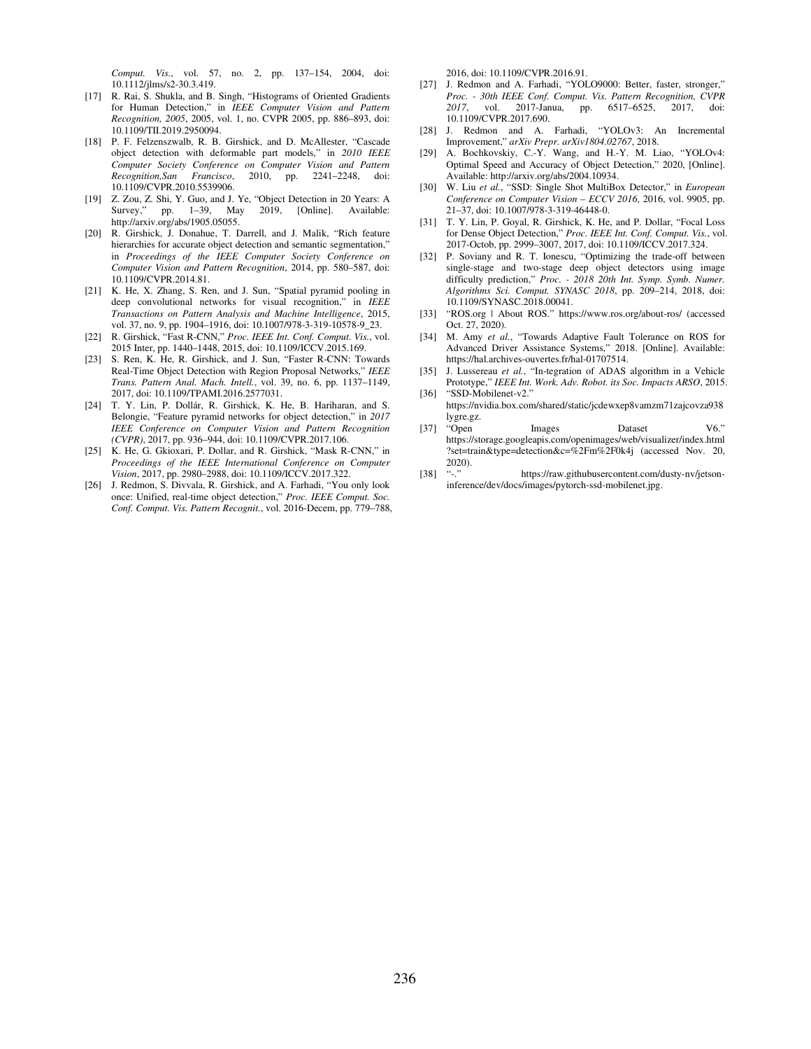*Comput. Vis.*, vol. 57, no. 2, pp. 137–154, 2004, doi: 10.1112/jlms/s2-30.3.419.

[17] R. Rai, S. Shukla, and B. Singh, "Histograms of Oriented Gradients for Human Detection," in *IEEE Computer Vision and Pattern Recognition, 2005*, 2005, vol. 1, no. CVPR 2005, pp. 886–893, doi: 10.1109/TII.2019.2950094.

[18] P. F. Felzenszwalb, R. B. Girshick, and D. McAllester, "Cascade object detection with deformable part models," in *2010 IEEE Computer Society Conference on Computer Vision and Pattern Recognition,San Francisco*, 2010, pp. 2241–2248, doi: 10.1109/CVPR.2010.5539906.

[19] Z. Zou, Z. Shi, Y. Guo, and J. Ye, "Object Detection in 20 Years: A Survey," pp. 1–39, May 2019, [Online]. Available: http://arxiv.org/abs/1905.05055.

[20] R. Girshick, J. Donahue, T. Darrell, and J. Malik, "Rich feature hierarchies for accurate object detection and semantic segmentation," in *Proceedings of the IEEE Computer Society Conference on Computer Vision and Pattern Recognition*, 2014, pp. 580–587, doi: 10.1109/CVPR.2014.81.

[21] K. He, X. Zhang, S. Ren, and J. Sun, "Spatial pyramid pooling in deep convolutional networks for visual recognition," in *IEEE Transactions on Pattern Analysis and Machine Intelligence*, 2015, vol. 37, no. 9, pp. 1904–1916, doi: 10.1007/978-3-319-10578-9_23.

[22] R. Girshick, "Fast R-CNN," *Proc. IEEE Int. Conf. Comput. Vis.*, vol. 2015 Inter, pp. 1440–1448, 2015, doi: 10.1109/ICCV.2015.169.

[23] S. Ren, K. He, R. Girshick, and J. Sun, "Faster R-CNN: Towards Real-Time Object Detection with Region Proposal Networks," *IEEE Trans. Pattern Anal. Mach. Intell.*, vol. 39, no. 6, pp. 1137–1149, 2017, doi: 10.1109/TPAMI.2016.2577031.

[24] T. Y. Lin, P. Dollár, R. Girshick, K. He, B. Hariharan, and S. Belongie, "Feature pyramid networks for object detection," in *2017 IEEE Conference on Computer Vision and Pattern Recognition (CVPR)*, 2017, pp. 936–944, doi: 10.1109/CVPR.2017.106.

[25] K. He, G. Gkioxari, P. Dollar, and R. Girshick, "Mask R-CNN," in *Proceedings of the IEEE International Conference on Computer Vision*, 2017, pp. 2980–2988, doi: 10.1109/ICCV.2017.322.

[26] J. Redmon, S. Divvala, R. Girshick, and A. Farhadi, "You only look once: Unified, real-time object detection," *Proc. IEEE Comput. Soc. Conf. Comput. Vis. Pattern Recognit.*, vol. 2016-Decem, pp. 779–788, 2016, doi: 10.1109/CVPR.2016.91.

[27] J. Redmon and A. Farhadi, "YOLO9000: Better, faster, stronger," *Proc. - 30th IEEE Conf. Comput. Vis. Pattern Recognition, CVPR 2017*, vol. 2017-Janua, pp. 6517–6525, 2017, doi: 10.1109/CVPR.2017.690.

[28] J. Redmon and A. Farhadi, "YOLOv3: An Incremental Improvement," *arXiv Prepr. arXiv1804.02767*, 2018.

[29] A. Bochkovskiy, C.-Y. Wang, and H.-Y. M. Liao, "YOLOv4: Optimal Speed and Accuracy of Object Detection," 2020, [Online]. Available: http://arxiv.org/abs/2004.10934.

[30] W. Liu *et al.*, "SSD: Single Shot MultiBox Detector," in *European Conference on Computer Vision – ECCV 2016*, 2016, vol. 9905, pp. 21–37, doi: 10.1007/978-3-319-46448-0.

[31] T. Y. Lin, P. Goyal, R. Girshick, K. He, and P. Dollar, "Focal Loss for Dense Object Detection," *Proc. IEEE Int. Conf. Comput. Vis.*, vol. 2017-Octob, pp. 2999–3007, 2017, doi: 10.1109/ICCV.2017.324.

[32] P. Soviany and R. T. Ionescu, "Optimizing the trade-off between single-stage and two-stage deep object detectors using image difficulty prediction," *Proc. - 2018 20th Int. Symp. Symb. Numer. Algorithms Sci. Comput. SYNASC 2018*, pp. 209–214, 2018, doi: 10.1109/SYNASC.2018.00041.

[33] "ROS.org | About ROS." https://www.ros.org/about-ros/ (accessed Oct. 27, 2020).

[34] M. Amy *et al.*, "Towards Adaptive Fault Tolerance on ROS for Advanced Driver Assistance Systems," 2018. [Online]. Available: https://hal.archives-ouvertes.fr/hal-01707514.

[35] J. Lussereau *et al.*, "In-tegration of ADAS algorithm in a Vehicle Prototype," *IEEE Int. Work. Adv. Robot. its Soc. Impacts ARSO*, 2015.

[36] "SSD-Mobilenet-v2." https://nvidia.box.com/shared/static/jcdewxep8vamzm71zajcovza938lygre.gz.

[37] "Open Images Dataset V6." https://storage.googleapis.com/openimages/web/visualizer/index.html?set=train&type=detection&c=%2Fm%2F0k4j (accessed Nov. 20, 2020).

[38] "-." https://raw.githubusercontent.com/dusty-nv/jetson-inference/dev/docs/images/pytorch-ssd-mobilenet.jpg.